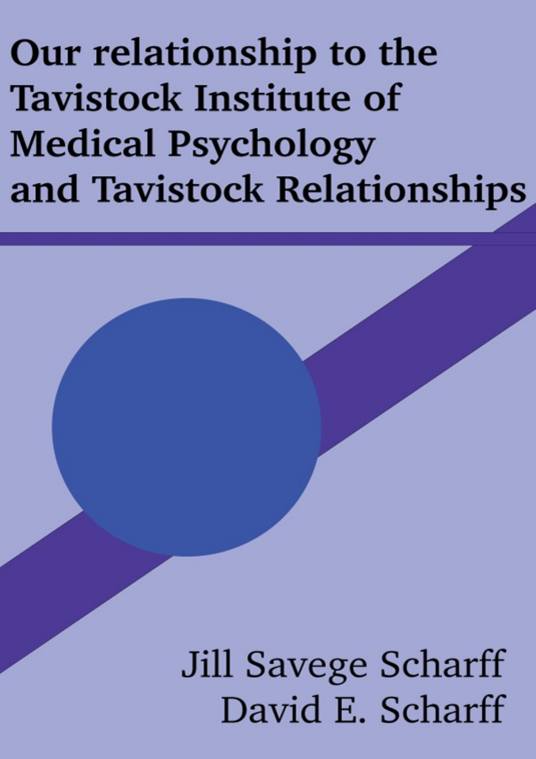# Our relationship to the Tavistock Institute of Medical Psychology and Tavistock Relationships

Jill Savege Scharff
David E. Scharff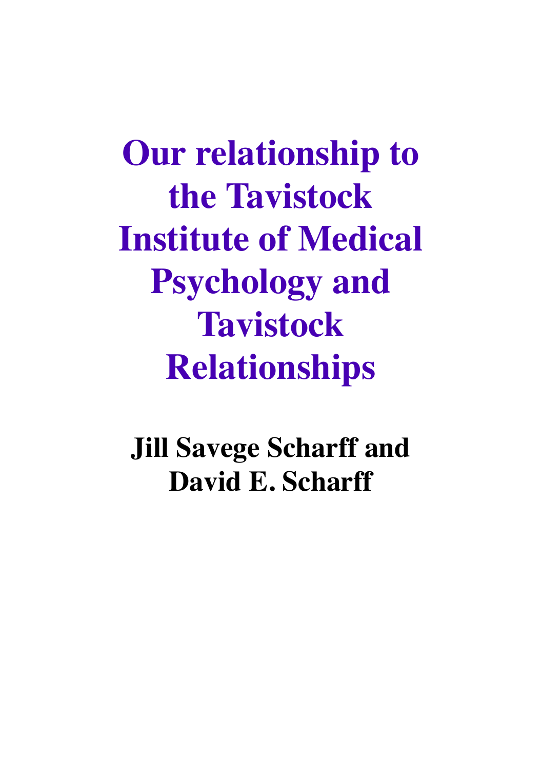# Our relationship to the Tavistock Institute of Medical Psychology and Tavistock Relationships

**Jill Savege Scharff and David E. Scharff**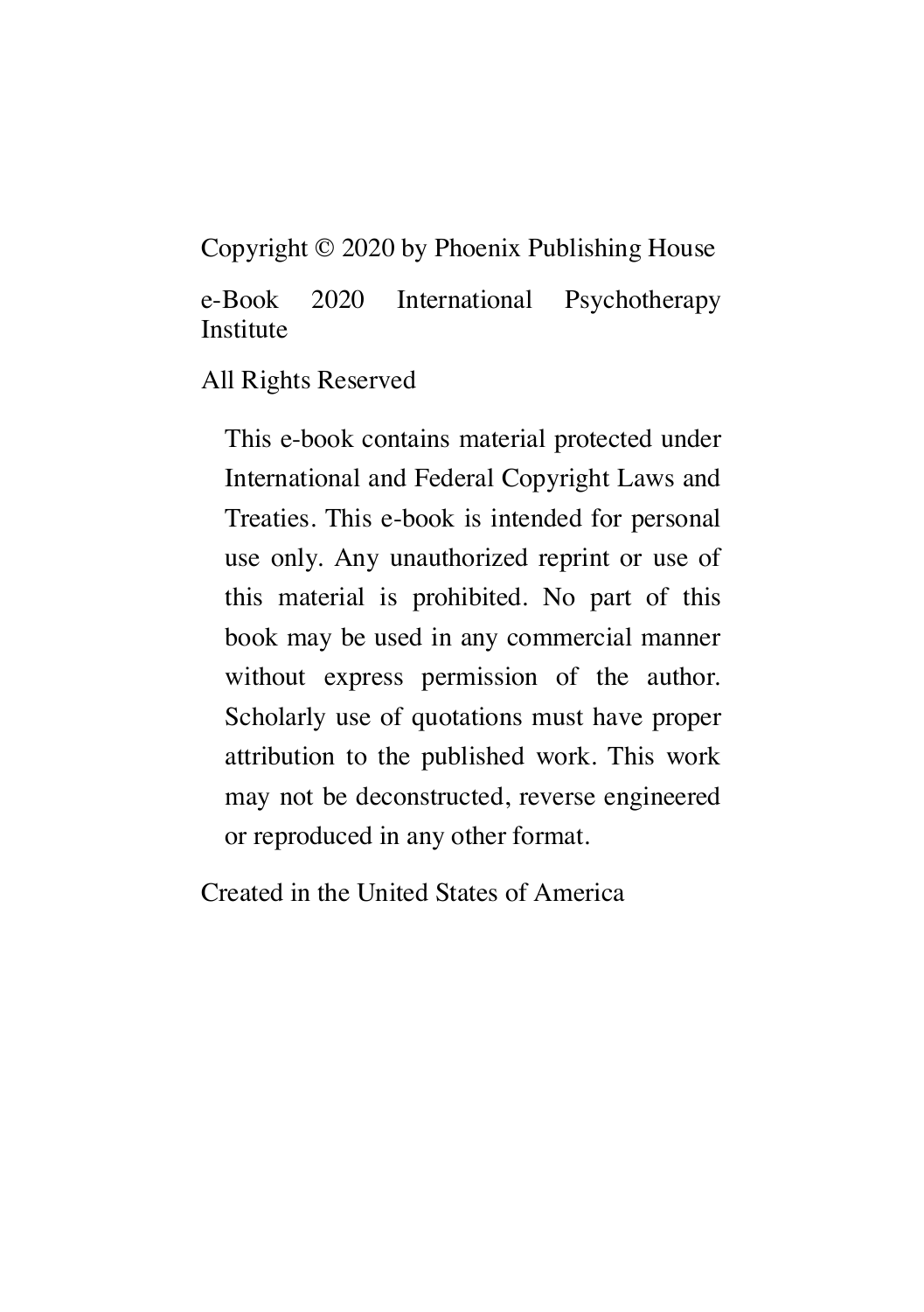Copyright © 2020 by Phoenix Publishing House

e-Book 2020 International Psychotherapy Institute

All Rights Reserved

This e-book contains material protected under International and Federal Copyright Laws and Treaties. This e-book is intended for personal use only. Any unauthorized reprint or use of this material is prohibited. No part of this book may be used in any commercial manner without express permission of the author. Scholarly use of quotations must have proper attribution to the published work. This work may not be deconstructed, reverse engineered or reproduced in any other format.

Created in the United States of America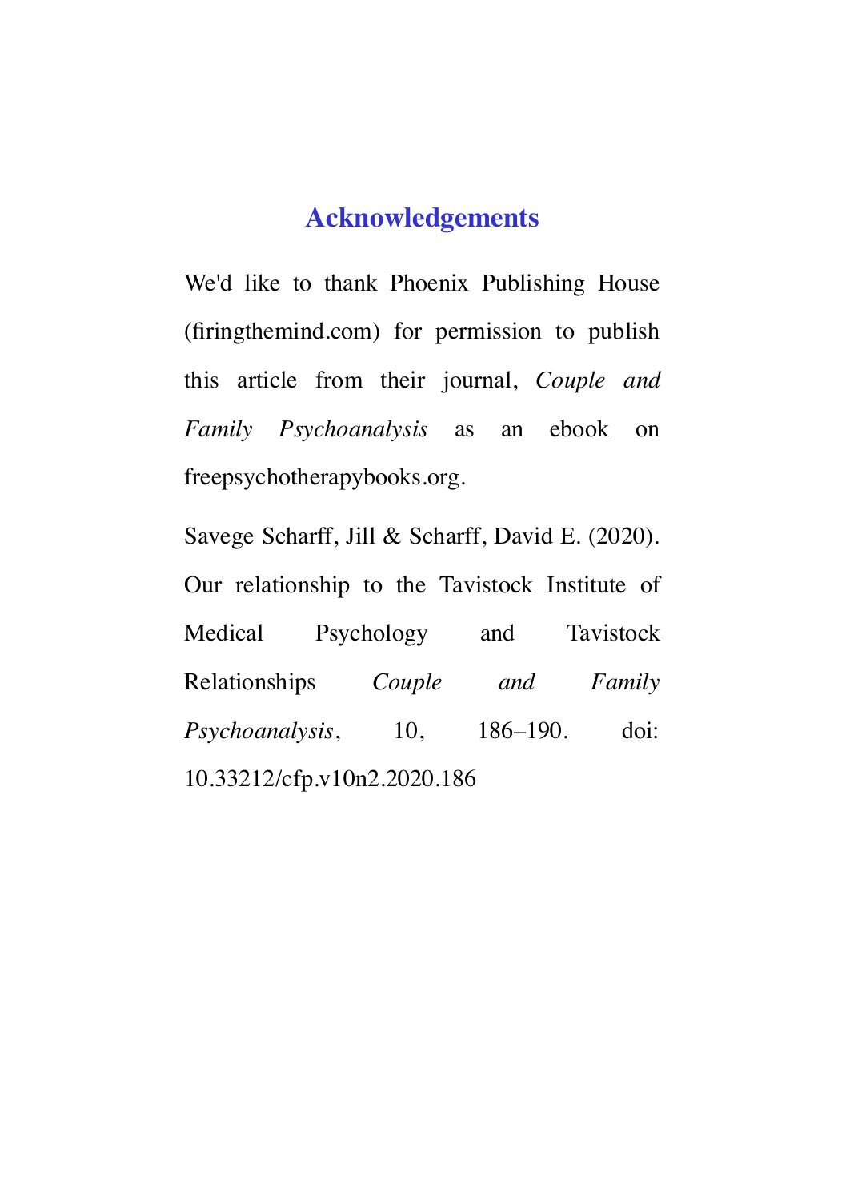# Acknowledgements

We'd like to thank Phoenix Publishing House (firingthemind.com) for permission to publish this article from their journal, *Couple and Family Psychoanalysis* as an ebook on freepsychotherapybooks.org.

Savege Scharff, Jill & Scharff, David E. (2020). Our relationship to the Tavistock Institute of Medical Psychology and Tavistock Relationships *Couple and Family Psychoanalysis*, 10, 186–190. doi: 10.33212/cfp.v10n2.2020.186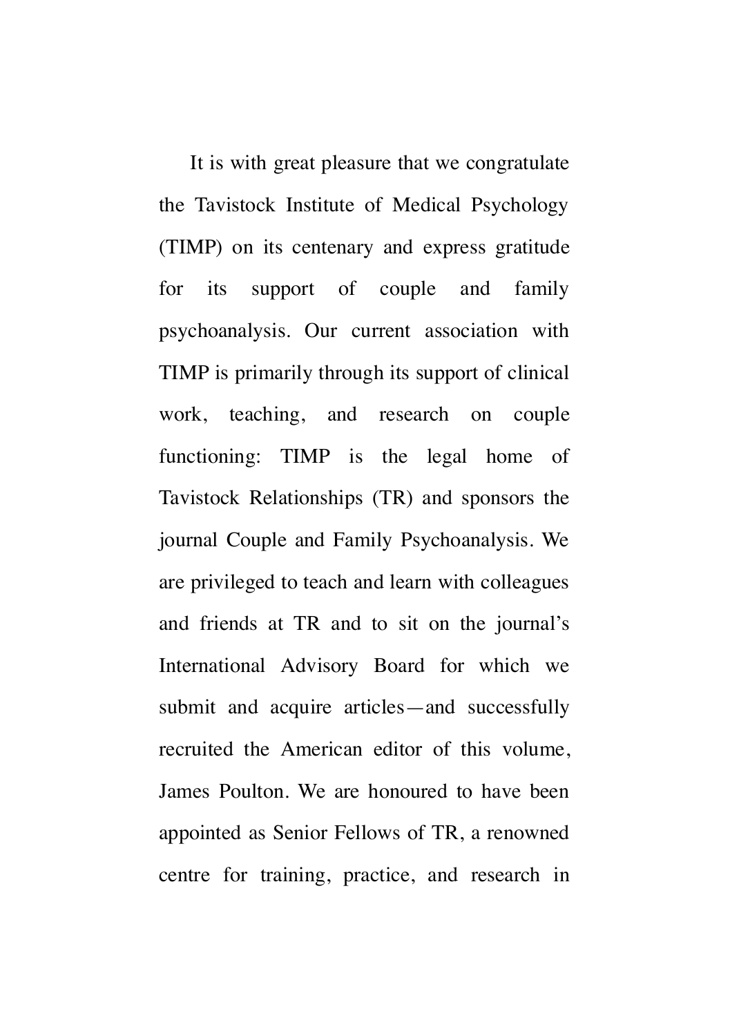It is with great pleasure that we congratulate the Tavistock Institute of Medical Psychology (TIMP) on its centenary and express gratitude for its support of couple and family psychoanalysis. Our current association with TIMP is primarily through its support of clinical work, teaching, and research on couple functioning: TIMP is the legal home of Tavistock Relationships (TR) and sponsors the journal Couple and Family Psychoanalysis. We are privileged to teach and learn with colleagues and friends at TR and to sit on the journal's International Advisory Board for which we submit and acquire articles—and successfully recruited the American editor of this volume, James Poulton. We are honoured to have been appointed as Senior Fellows of TR, a renowned centre for training, practice, and research in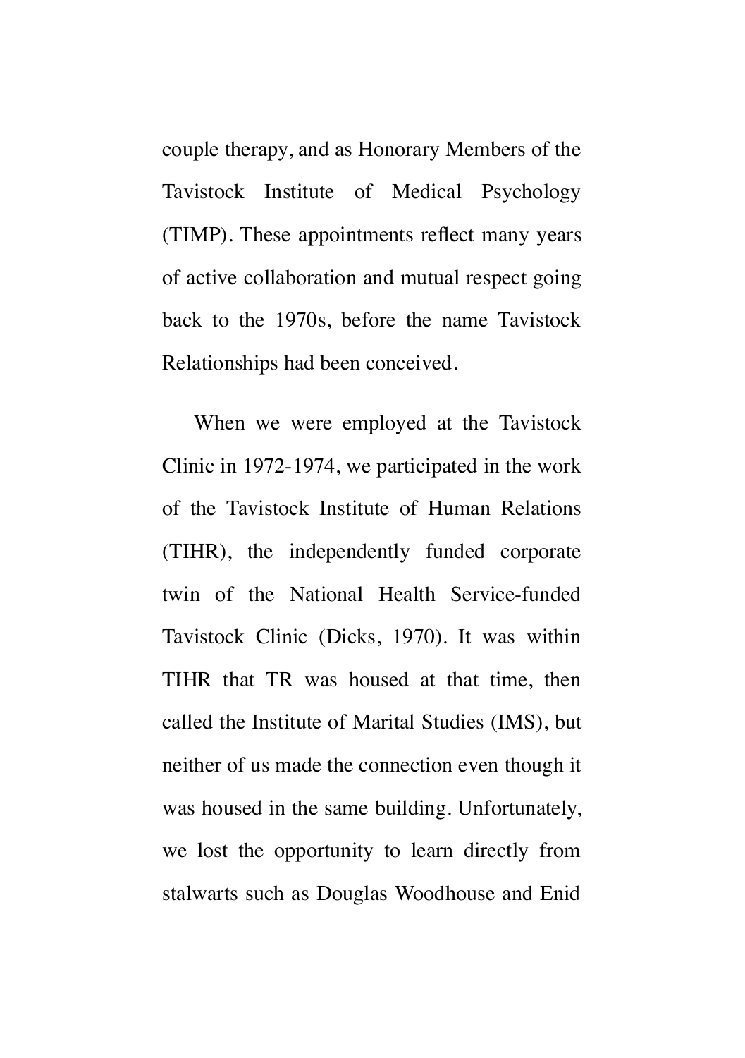couple therapy, and as Honorary Members of the Tavistock Institute of Medical Psychology (TIMP). These appointments reflect many years of active collaboration and mutual respect going back to the 1970s, before the name Tavistock Relationships had been conceived.

When we were employed at the Tavistock Clinic in 1972-1974, we participated in the work of the Tavistock Institute of Human Relations (TIHR), the independently funded corporate twin of the National Health Service-funded Tavistock Clinic (Dicks, 1970). It was within TIHR that TR was housed at that time, then called the Institute of Marital Studies (IMS), but neither of us made the connection even though it was housed in the same building. Unfortunately, we lost the opportunity to learn directly from stalwarts such as Douglas Woodhouse and Enid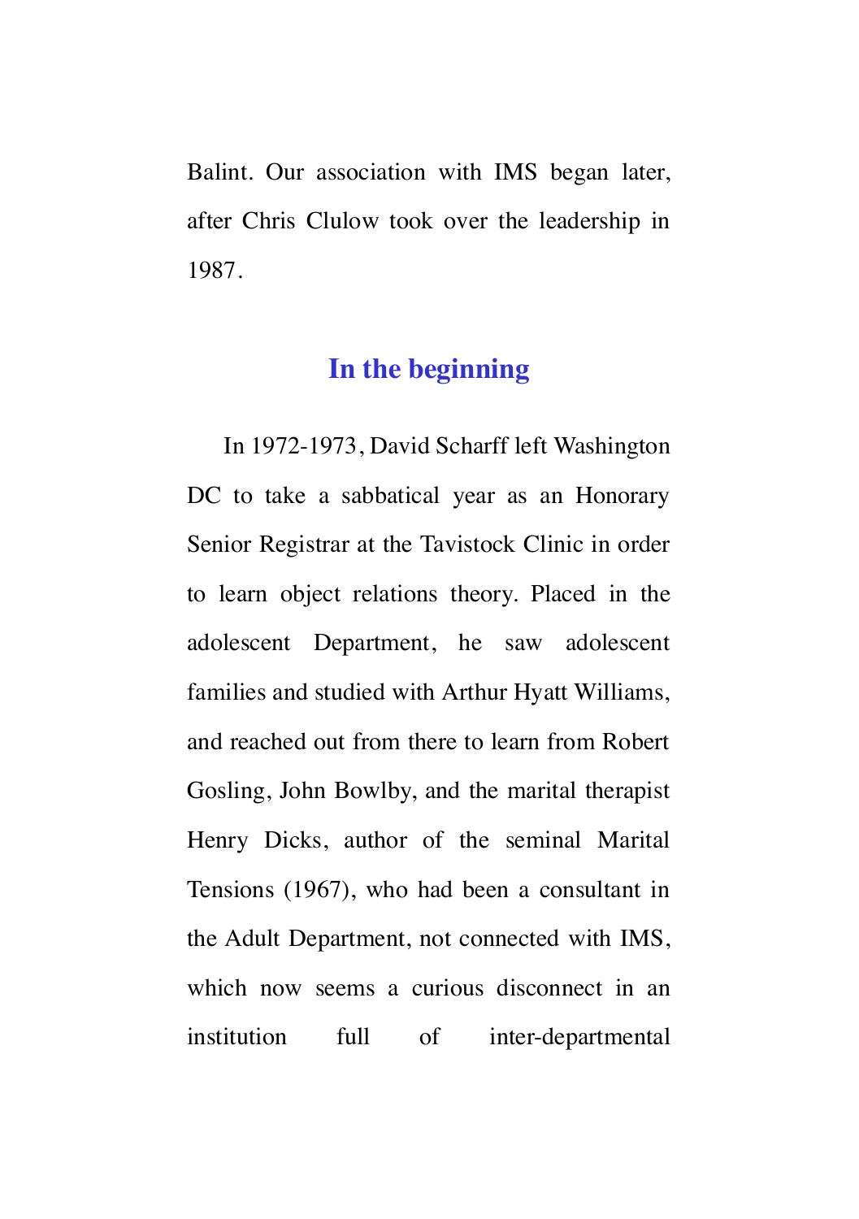Balint. Our association with IMS began later, after Chris Clulow took over the leadership in 1987.

## In the beginning

In 1972-1973, David Scharff left Washington DC to take a sabbatical year as an Honorary Senior Registrar at the Tavistock Clinic in order to learn object relations theory. Placed in the adolescent Department, he saw adolescent families and studied with Arthur Hyatt Williams, and reached out from there to learn from Robert Gosling, John Bowlby, and the marital therapist Henry Dicks, author of the seminal Marital Tensions (1967), who had been a consultant in the Adult Department, not connected with IMS, which now seems a curious disconnect in an institution full of inter-departmental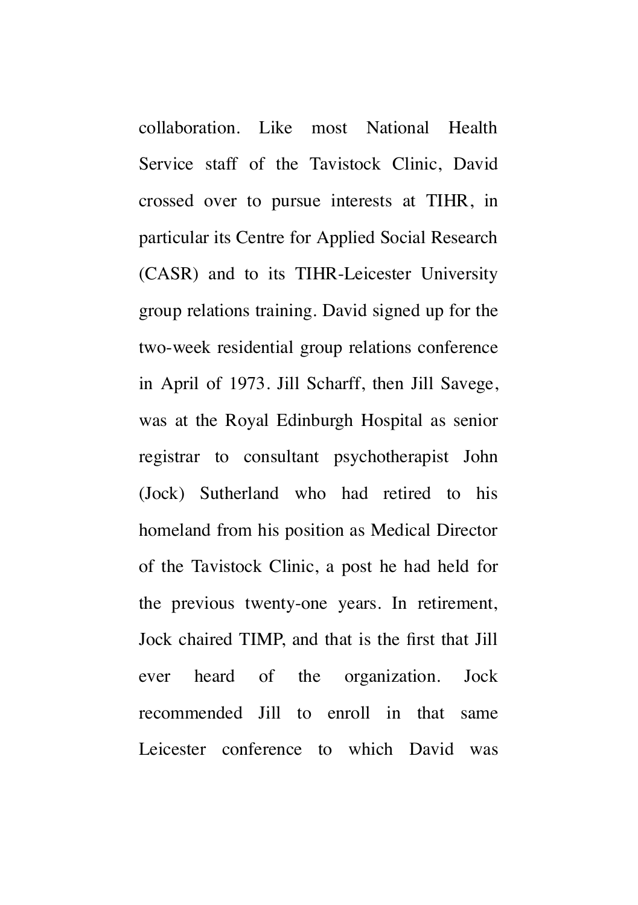collaboration. Like most National Health Service staff of the Tavistock Clinic, David crossed over to pursue interests at TIHR, in particular its Centre for Applied Social Research (CASR) and to its TIHR-Leicester University group relations training. David signed up for the two-week residential group relations conference in April of 1973. Jill Scharff, then Jill Savege, was at the Royal Edinburgh Hospital as senior registrar to consultant psychotherapist John (Jock) Sutherland who had retired to his homeland from his position as Medical Director of the Tavistock Clinic, a post he had held for the previous twenty-one years. In retirement, Jock chaired TIMP, and that is the first that Jill ever heard of the organization. Jock recommended Jill to enroll in that same Leicester conference to which David was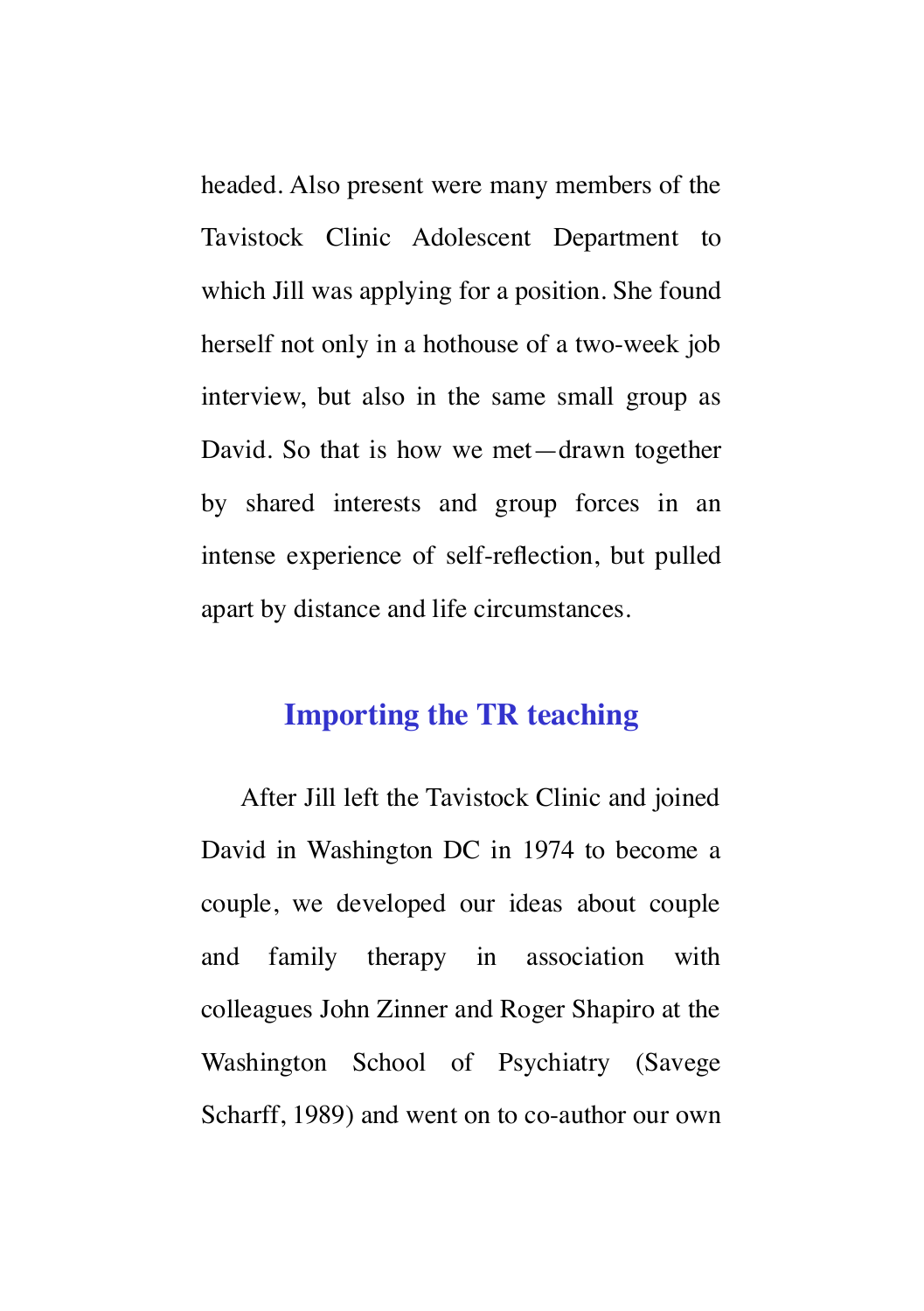headed. Also present were many members of the Tavistock Clinic Adolescent Department to which Jill was applying for a position. She found herself not only in a hothouse of a two-week job interview, but also in the same small group as David. So that is how we met—drawn together by shared interests and group forces in an intense experience of self-reflection, but pulled apart by distance and life circumstances.

## Importing the TR teaching

After Jill left the Tavistock Clinic and joined David in Washington DC in 1974 to become a couple, we developed our ideas about couple and family therapy in association with colleagues John Zinner and Roger Shapiro at the Washington School of Psychiatry (Savege Scharff, 1989) and went on to co-author our own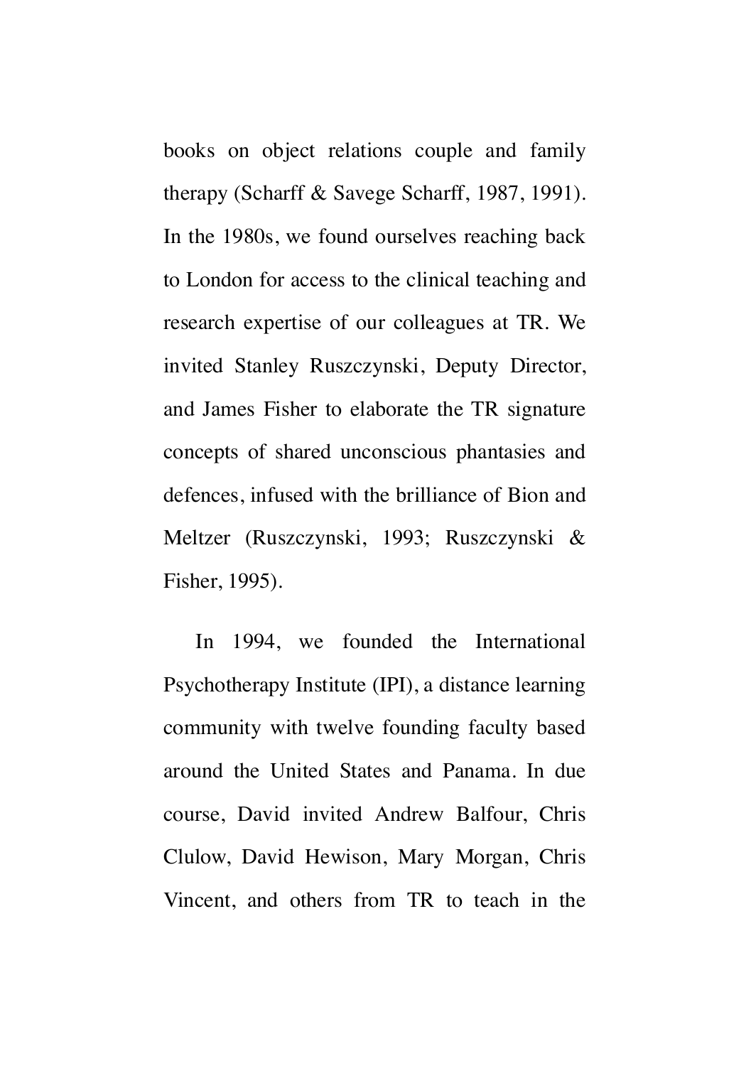books on object relations couple and family therapy (Scharff & Savege Scharff, 1987, 1991). In the 1980s, we found ourselves reaching back to London for access to the clinical teaching and research expertise of our colleagues at TR. We invited Stanley Ruszczynski, Deputy Director, and James Fisher to elaborate the TR signature concepts of shared unconscious phantasies and defences, infused with the brilliance of Bion and Meltzer (Ruszczynski, 1993; Ruszczynski & Fisher, 1995).

In 1994, we founded the International Psychotherapy Institute (IPI), a distance learning community with twelve founding faculty based around the United States and Panama. In due course, David invited Andrew Balfour, Chris Clulow, David Hewison, Mary Morgan, Chris Vincent, and others from TR to teach in the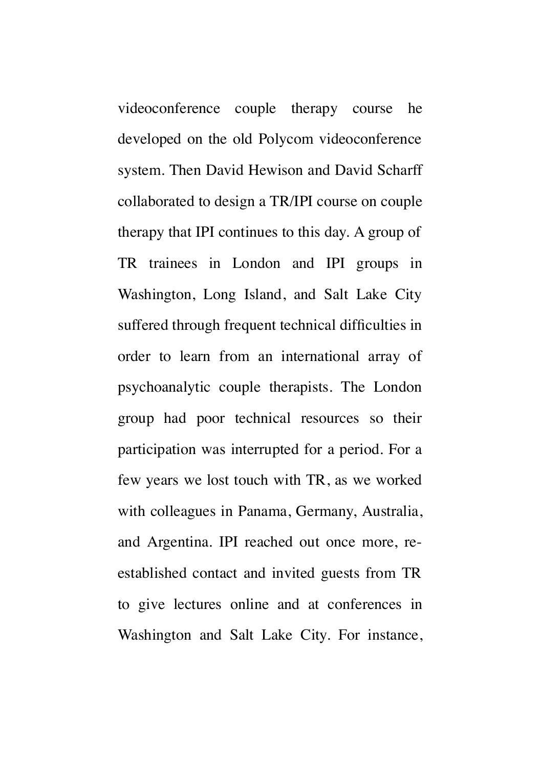videoconference couple therapy course he developed on the old Polycom videoconference system. Then David Hewison and David Scharff collaborated to design a TR/IPI course on couple therapy that IPI continues to this day. A group of TR trainees in London and IPI groups in Washington, Long Island, and Salt Lake City suffered through frequent technical difficulties in order to learn from an international array of psychoanalytic couple therapists. The London group had poor technical resources so their participation was interrupted for a period. For a few years we lost touch with TR, as we worked with colleagues in Panama, Germany, Australia, and Argentina. IPI reached out once more, re-established contact and invited guests from TR to give lectures online and at conferences in Washington and Salt Lake City. For instance,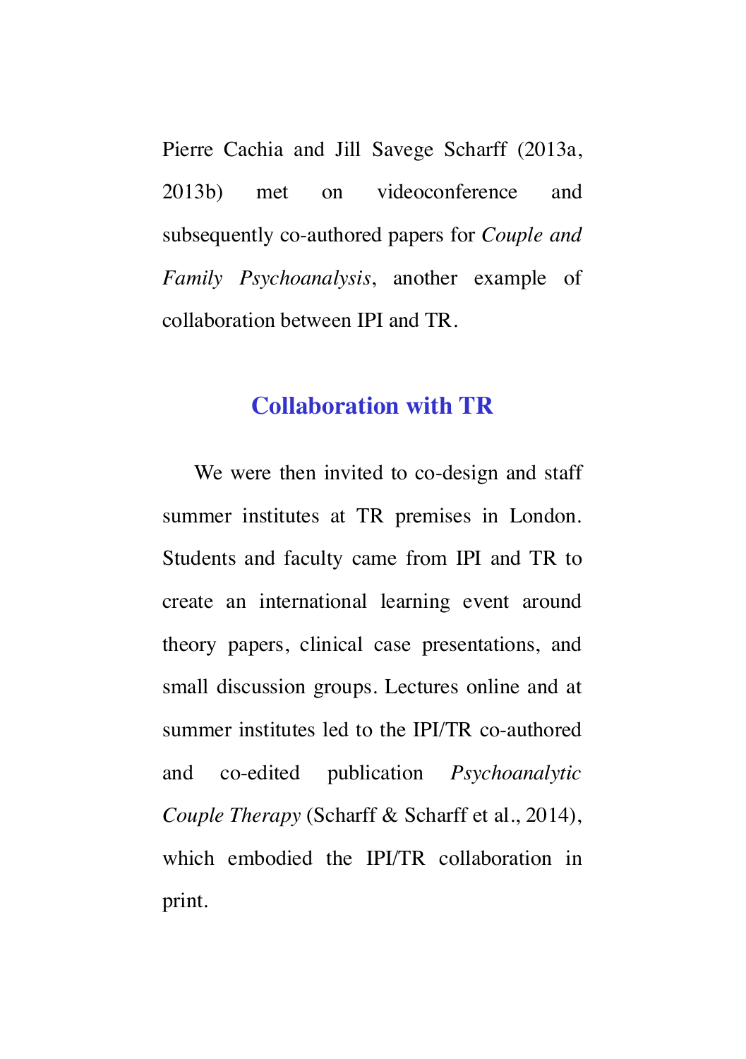Pierre Cachia and Jill Savege Scharff (2013a, 2013b) met on videoconference and subsequently co-authored papers for *Couple and Family Psychoanalysis*, another example of collaboration between IPI and TR.

## Collaboration with TR

We were then invited to co-design and staff summer institutes at TR premises in London. Students and faculty came from IPI and TR to create an international learning event around theory papers, clinical case presentations, and small discussion groups. Lectures online and at summer institutes led to the IPI/TR co-authored and co-edited publication *Psychoanalytic Couple Therapy* (Scharff & Scharff et al., 2014), which embodied the IPI/TR collaboration in print.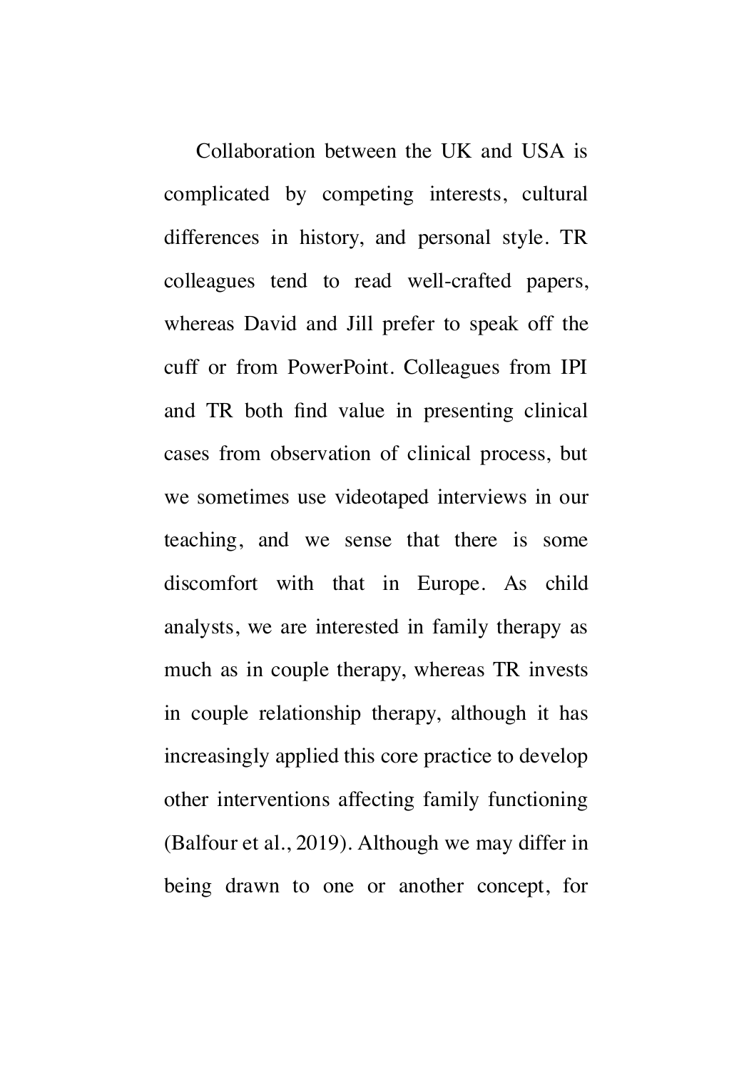Collaboration between the UK and USA is complicated by competing interests, cultural differences in history, and personal style. TR colleagues tend to read well-crafted papers, whereas David and Jill prefer to speak off the cuff or from PowerPoint. Colleagues from IPI and TR both find value in presenting clinical cases from observation of clinical process, but we sometimes use videotaped interviews in our teaching, and we sense that there is some discomfort with that in Europe. As child analysts, we are interested in family therapy as much as in couple therapy, whereas TR invests in couple relationship therapy, although it has increasingly applied this core practice to develop other interventions affecting family functioning (Balfour et al., 2019). Although we may differ in being drawn to one or another concept, for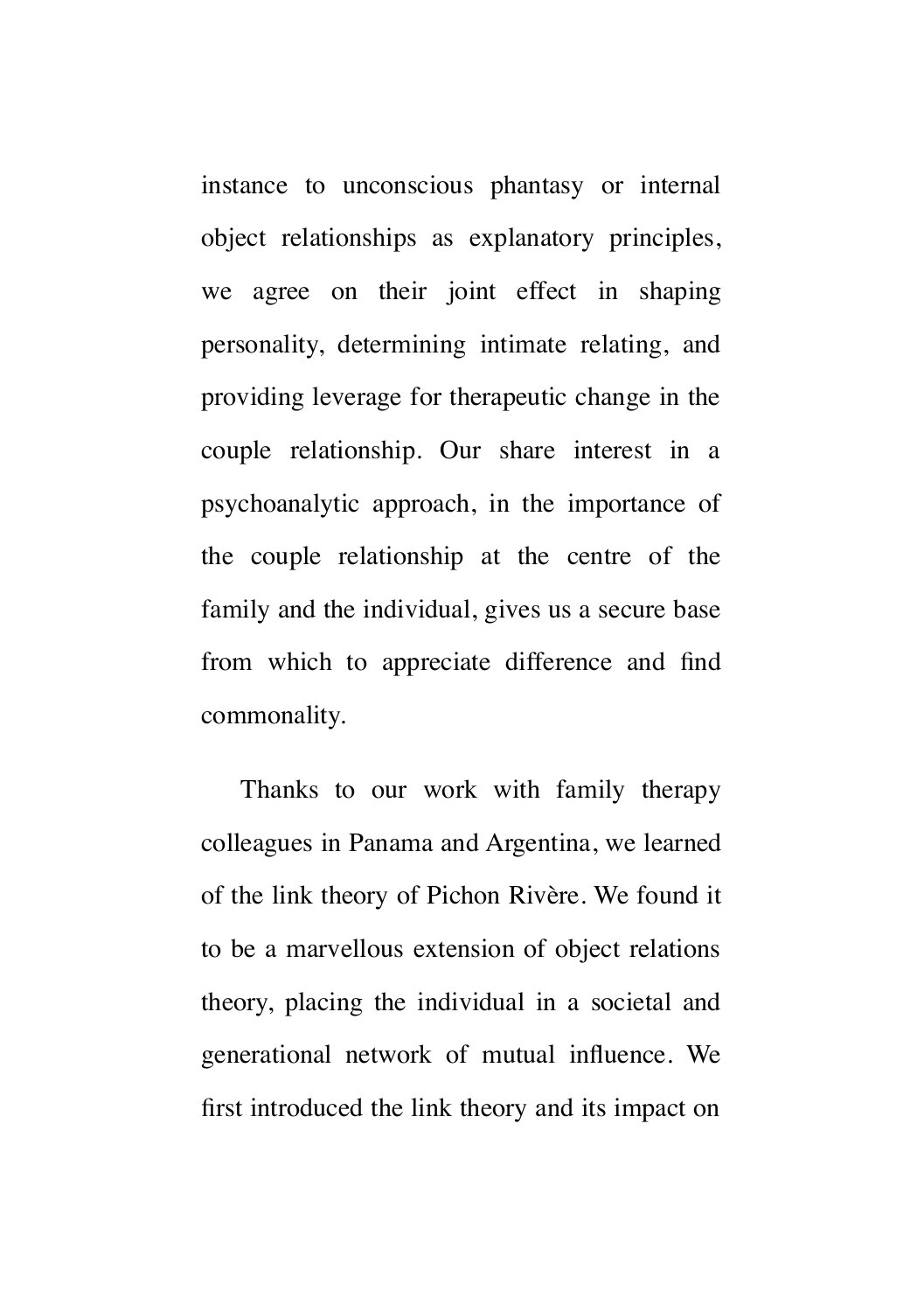instance to unconscious phantasy or internal object relationships as explanatory principles, we agree on their joint effect in shaping personality, determining intimate relating, and providing leverage for therapeutic change in the couple relationship. Our share interest in a psychoanalytic approach, in the importance of the couple relationship at the centre of the family and the individual, gives us a secure base from which to appreciate difference and find commonality.

Thanks to our work with family therapy colleagues in Panama and Argentina, we learned of the link theory of Pichon Rivère. We found it to be a marvellous extension of object relations theory, placing the individual in a societal and generational network of mutual influence. We first introduced the link theory and its impact on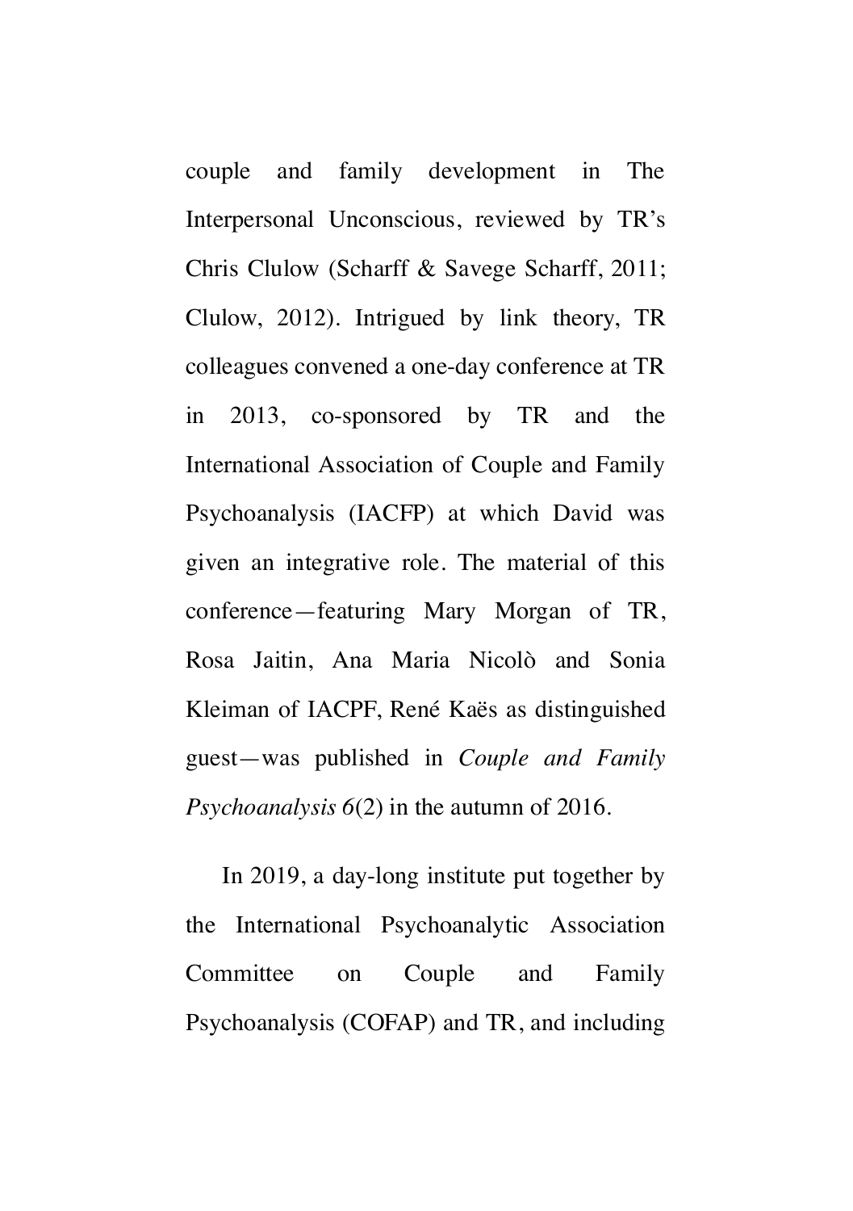couple and family development in The Interpersonal Unconscious, reviewed by TR's Chris Clulow (Scharff & Savege Scharff, 2011; Clulow, 2012). Intrigued by link theory, TR colleagues convened a one-day conference at TR in 2013, co-sponsored by TR and the International Association of Couple and Family Psychoanalysis (IACFP) at which David was given an integrative role. The material of this conference—featuring Mary Morgan of TR, Rosa Jaitin, Ana Maria Nicolò and Sonia Kleiman of IACPF, René Kaës as distinguished guest—was published in *Couple and Family Psychoanalysis 6*(2) in the autumn of 2016.

In 2019, a day-long institute put together by the International Psychoanalytic Association Committee on Couple and Family Psychoanalysis (COFAP) and TR, and including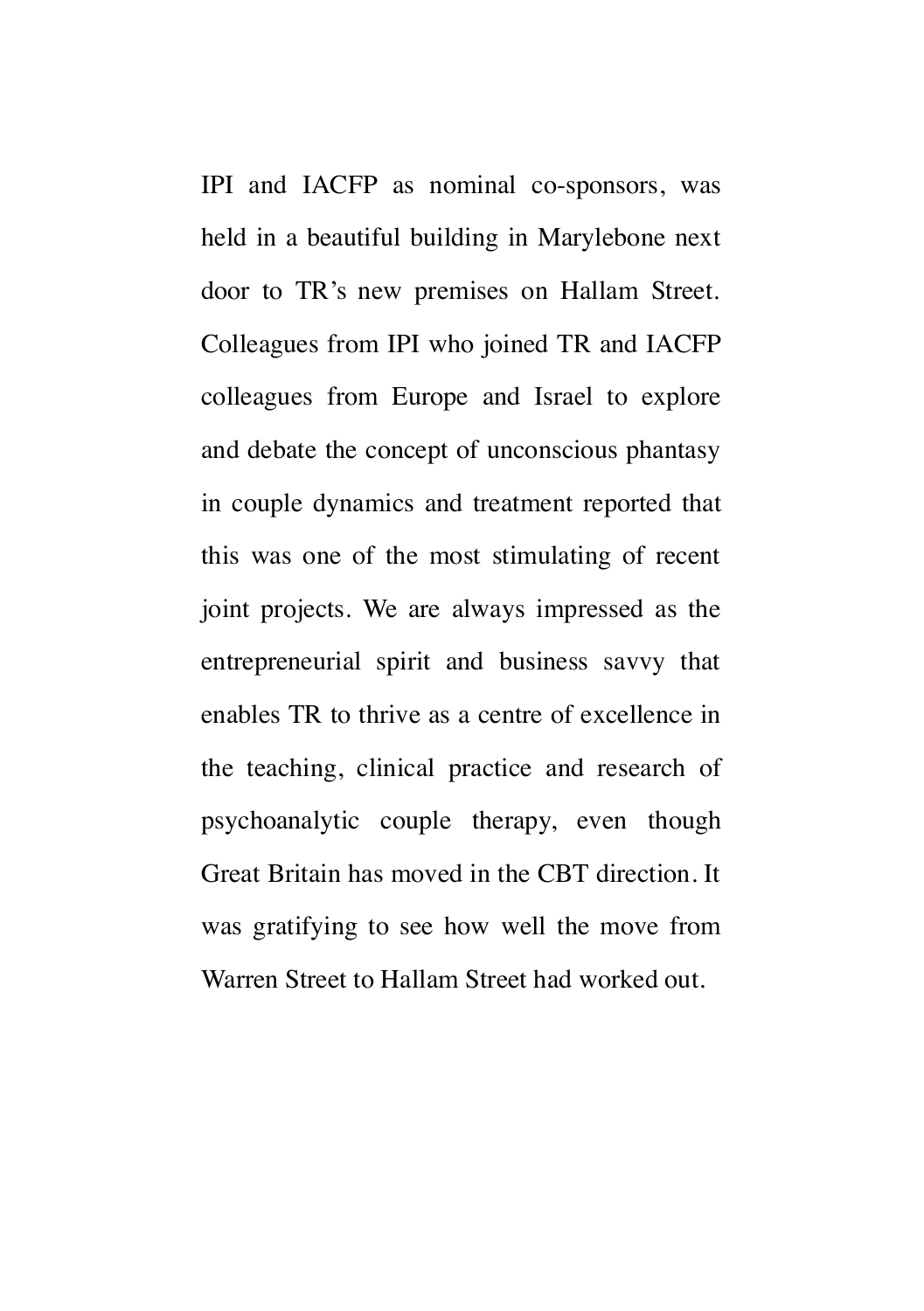IPI and IACFP as nominal co-sponsors, was held in a beautiful building in Marylebone next door to TR's new premises on Hallam Street. Colleagues from IPI who joined TR and IACFP colleagues from Europe and Israel to explore and debate the concept of unconscious phantasy in couple dynamics and treatment reported that this was one of the most stimulating of recent joint projects. We are always impressed as the entrepreneurial spirit and business savvy that enables TR to thrive as a centre of excellence in the teaching, clinical practice and research of psychoanalytic couple therapy, even though Great Britain has moved in the CBT direction. It was gratifying to see how well the move from Warren Street to Hallam Street had worked out.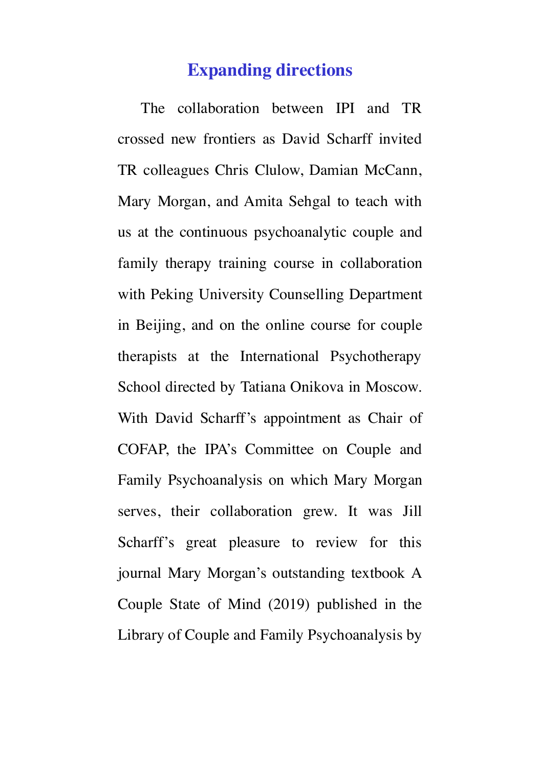## Expanding directions

The collaboration between IPI and TR crossed new frontiers as David Scharff invited TR colleagues Chris Clulow, Damian McCann, Mary Morgan, and Amita Sehgal to teach with us at the continuous psychoanalytic couple and family therapy training course in collaboration with Peking University Counselling Department in Beijing, and on the online course for couple therapists at the International Psychotherapy School directed by Tatiana Onikova in Moscow. With David Scharff's appointment as Chair of COFAP, the IPA's Committee on Couple and Family Psychoanalysis on which Mary Morgan serves, their collaboration grew. It was Jill Scharff's great pleasure to review for this journal Mary Morgan's outstanding textbook A Couple State of Mind (2019) published in the Library of Couple and Family Psychoanalysis by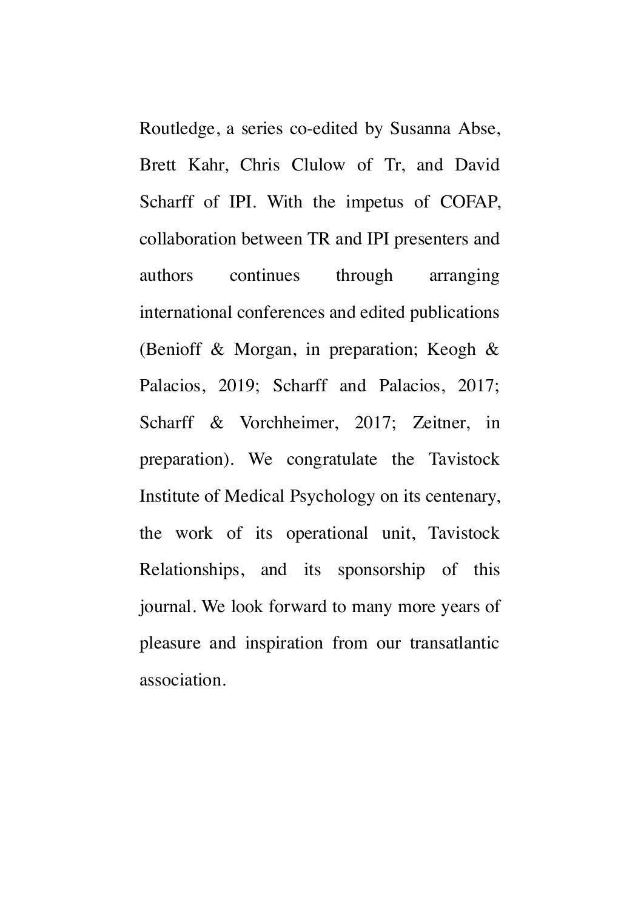Routledge, a series co-edited by Susanna Abse, Brett Kahr, Chris Clulow of Tr, and David Scharff of IPI. With the impetus of COFAP, collaboration between TR and IPI presenters and authors continues through arranging international conferences and edited publications (Benioff & Morgan, in preparation; Keogh & Palacios, 2019; Scharff and Palacios, 2017; Scharff & Vorchheimer, 2017; Zeitner, in preparation). We congratulate the Tavistock Institute of Medical Psychology on its centenary, the work of its operational unit, Tavistock Relationships, and its sponsorship of this journal. We look forward to many more years of pleasure and inspiration from our transatlantic association.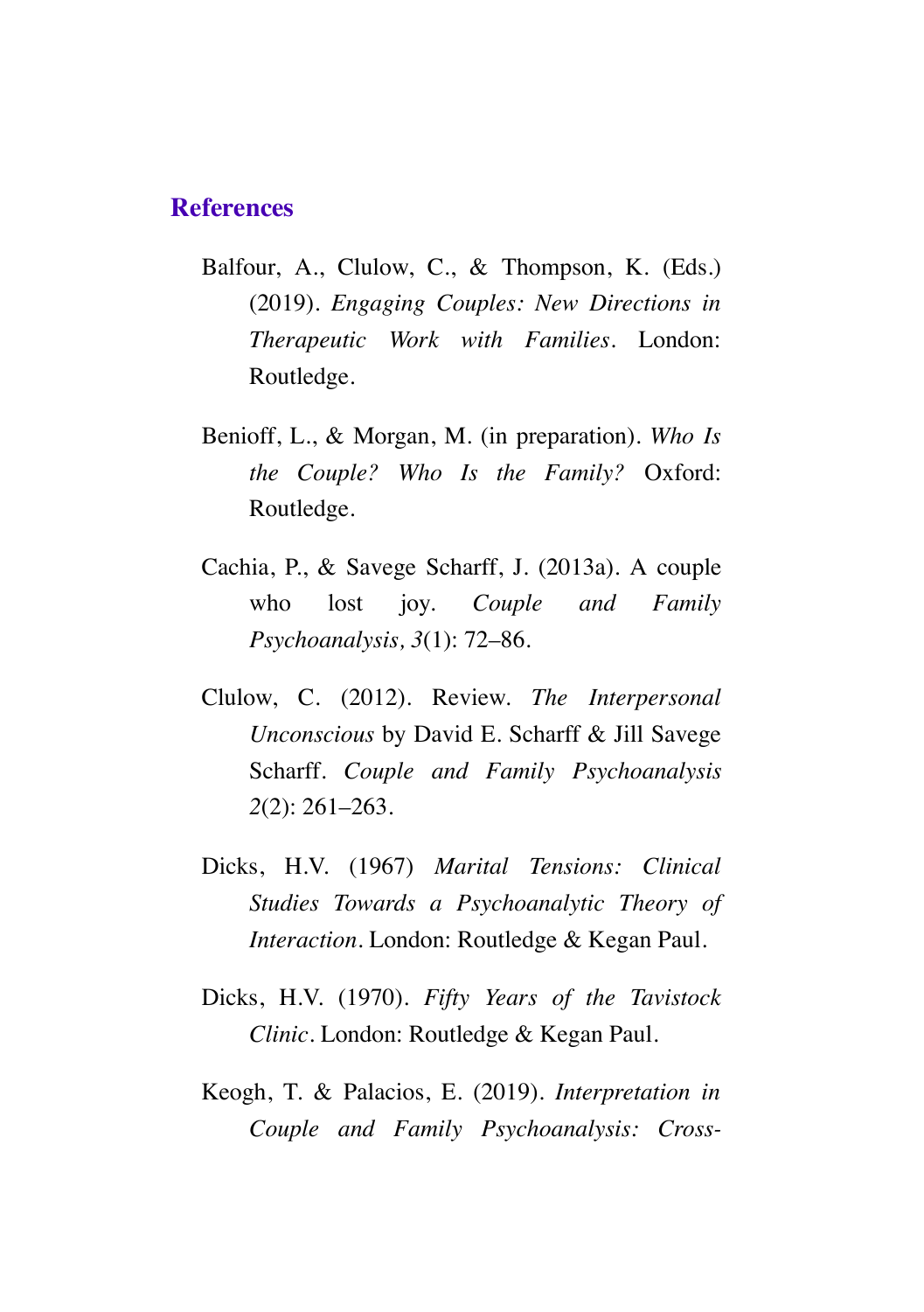## References

Balfour, A., Clulow, C., & Thompson, K. (Eds.) (2019). *Engaging Couples: New Directions in Therapeutic Work with Families*. London: Routledge.

Benioff, L., & Morgan, M. (in preparation). *Who Is the Couple? Who Is the Family?* Oxford: Routledge.

Cachia, P., & Savege Scharff, J. (2013a). A couple who lost joy. *Couple and Family Psychoanalysis, 3*(1): 72–86.

Clulow, C. (2012). Review. *The Interpersonal Unconscious* by David E. Scharff & Jill Savege Scharff. *Couple and Family Psychoanalysis 2*(2): 261–263.

Dicks, H.V. (1967) *Marital Tensions: Clinical Studies Towards a Psychoanalytic Theory of Interaction*. London: Routledge & Kegan Paul.

Dicks, H.V. (1970). *Fifty Years of the Tavistock Clinic*. London: Routledge & Kegan Paul.

Keogh, T. & Palacios, E. (2019). *Interpretation in Couple and Family Psychoanalysis: Cross-*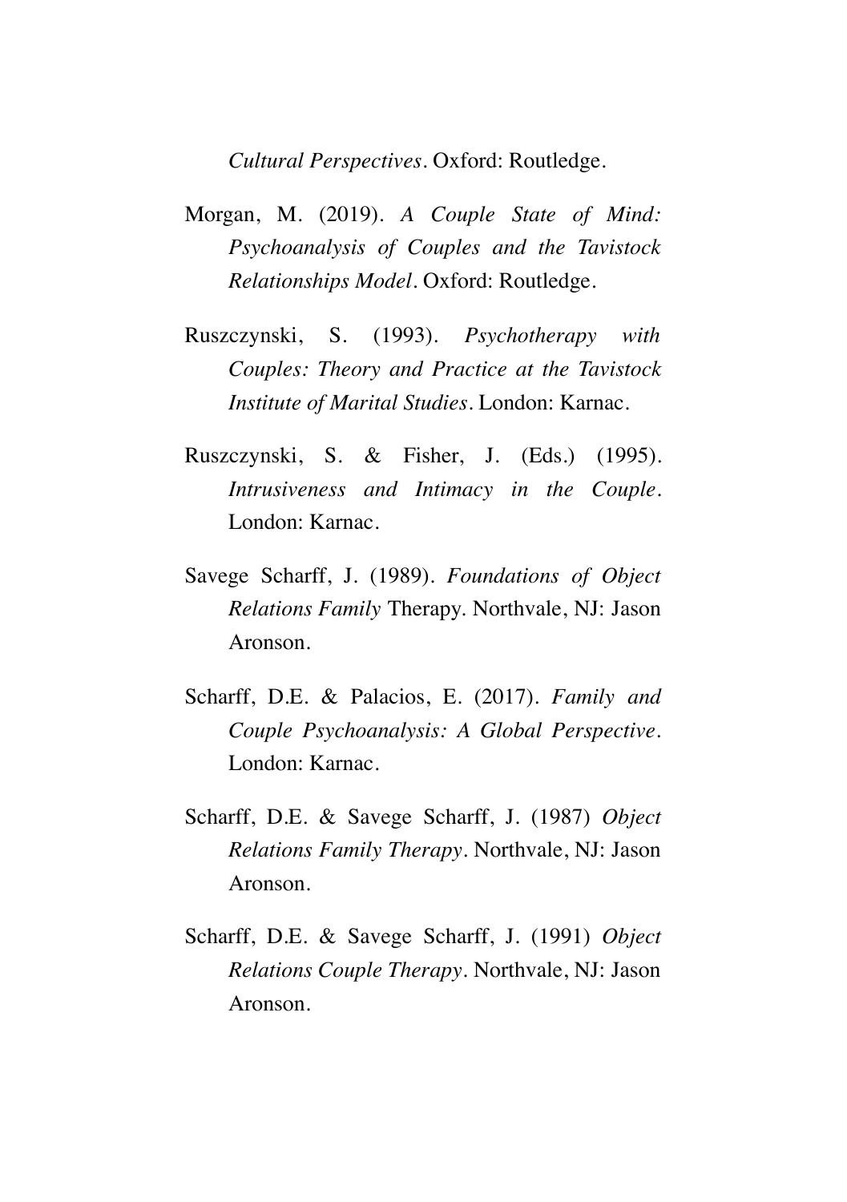*Cultural Perspectives*. Oxford: Routledge.

Morgan, M. (2019). *A Couple State of Mind: Psychoanalysis of Couples and the Tavistock Relationships Model*. Oxford: Routledge.

Ruszczynski, S. (1993). *Psychotherapy with Couples: Theory and Practice at the Tavistock Institute of Marital Studies*. London: Karnac.

Ruszczynski, S. & Fisher, J. (Eds.) (1995). *Intrusiveness and Intimacy in the Couple*. London: Karnac.

Savege Scharff, J. (1989). *Foundations of Object Relations Family* Therapy. Northvale, NJ: Jason Aronson.

Scharff, D.E. & Palacios, E. (2017). *Family and Couple Psychoanalysis: A Global Perspective*. London: Karnac.

Scharff, D.E. & Savege Scharff, J. (1987) *Object Relations Family Therapy*. Northvale, NJ: Jason Aronson.

Scharff, D.E. & Savege Scharff, J. (1991) *Object Relations Couple Therapy*. Northvale, NJ: Jason Aronson.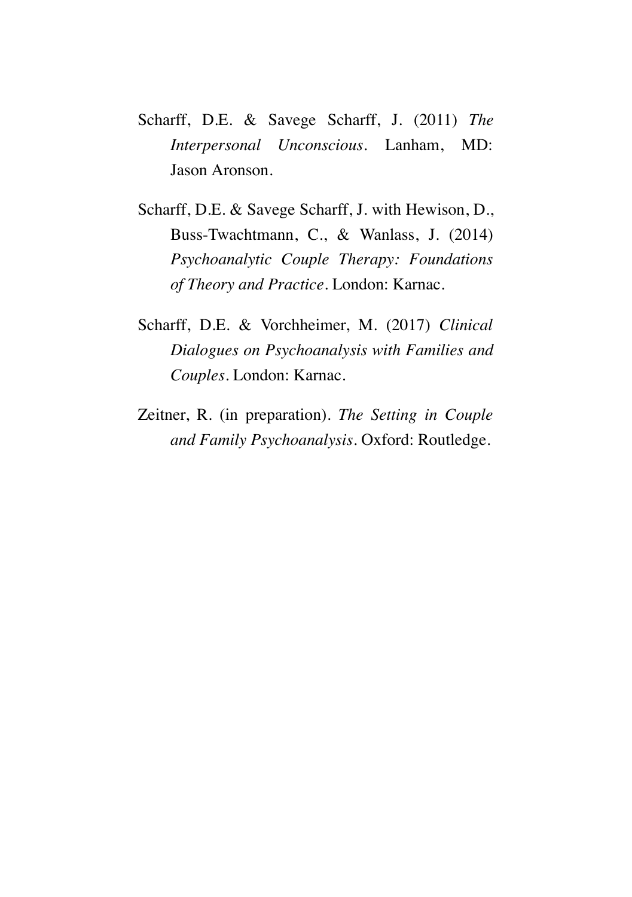Scharff, D.E. & Savege Scharff, J. (2011) *The Interpersonal Unconscious*. Lanham, MD: Jason Aronson.

Scharff, D.E. & Savege Scharff, J. with Hewison, D., Buss-Twachtmann, C., & Wanlass, J. (2014) *Psychoanalytic Couple Therapy: Foundations of Theory and Practice*. London: Karnac.

Scharff, D.E. & Vorchheimer, M. (2017) *Clinical Dialogues on Psychoanalysis with Families and Couples*. London: Karnac.

Zeitner, R. (in preparation). *The Setting in Couple and Family Psychoanalysis*. Oxford: Routledge.